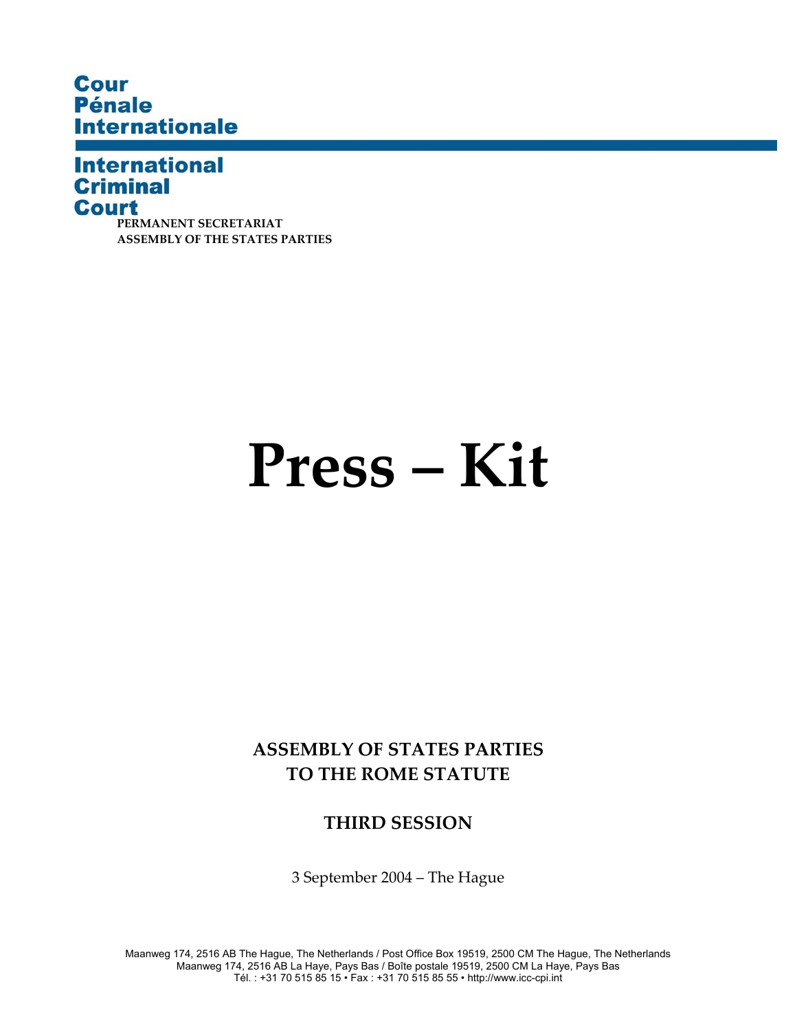**Cour Pénale Internationale**

**International Criminal Court**

**PERMANENT SECRETARIAT**
**ASSEMBLY OF THE STATES PARTIES**

# Press – Kit

**ASSEMBLY OF STATES PARTIES TO THE ROME STATUTE**

**THIRD SESSION**

3 September 2004 – The Hague

Maanweg 174, 2516 AB The Hague, The Netherlands / Post Office Box 19519, 2500 CM The Hague, The Netherlands
Maanweg 174, 2516 AB La Haye, Pays Bas / Boîte postale 19519, 2500 CM La Haye, Pays Bas
Tél. : +31 70 515 85 15 • Fax : +31 70 515 85 55 • http://www.icc-cpi.int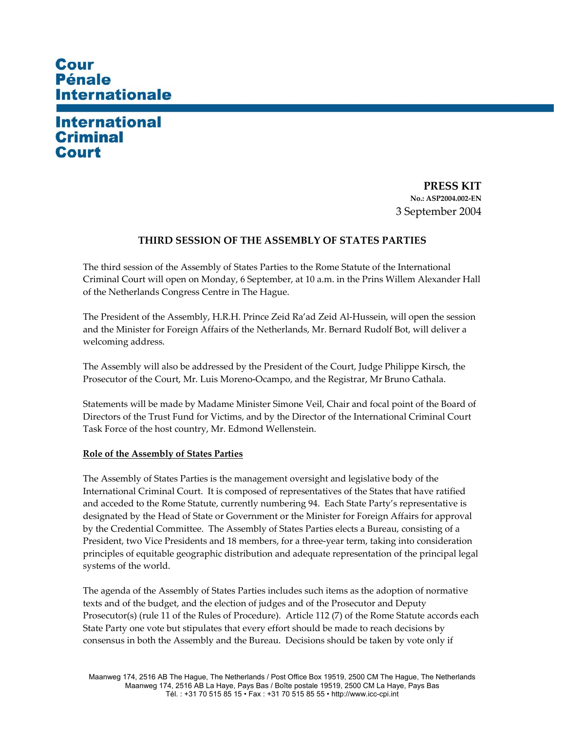# Cour Pénale Internationale

# International Criminal Court

**PRESS KIT**
**No.: ASP2004.002-EN**
3 September 2004

## THIRD SESSION OF THE ASSEMBLY OF STATES PARTIES

The third session of the Assembly of States Parties to the Rome Statute of the International Criminal Court will open on Monday, 6 September, at 10 a.m. in the Prins Willem Alexander Hall of the Netherlands Congress Centre in The Hague.

The President of the Assembly, H.R.H. Prince Zeid Ra'ad Zeid Al-Hussein, will open the session and the Minister for Foreign Affairs of the Netherlands, Mr. Bernard Rudolf Bot, will deliver a welcoming address.

The Assembly will also be addressed by the President of the Court, Judge Philippe Kirsch, the Prosecutor of the Court, Mr. Luis Moreno-Ocampo, and the Registrar, Mr Bruno Cathala.

Statements will be made by Madame Minister Simone Veil, Chair and focal point of the Board of Directors of the Trust Fund for Victims, and by the Director of the International Criminal Court Task Force of the host country, Mr. Edmond Wellenstein.

### Role of the Assembly of States Parties

The Assembly of States Parties is the management oversight and legislative body of the International Criminal Court. It is composed of representatives of the States that have ratified and acceded to the Rome Statute, currently numbering 94. Each State Party's representative is designated by the Head of State or Government or the Minister for Foreign Affairs for approval by the Credential Committee. The Assembly of States Parties elects a Bureau, consisting of a President, two Vice Presidents and 18 members, for a three-year term, taking into consideration principles of equitable geographic distribution and adequate representation of the principal legal systems of the world.

The agenda of the Assembly of States Parties includes such items as the adoption of normative texts and of the budget, and the election of judges and of the Prosecutor and Deputy Prosecutor(s) (rule 11 of the Rules of Procedure). Article 112 (7) of the Rome Statute accords each State Party one vote but stipulates that every effort should be made to reach decisions by consensus in both the Assembly and the Bureau. Decisions should be taken by vote only if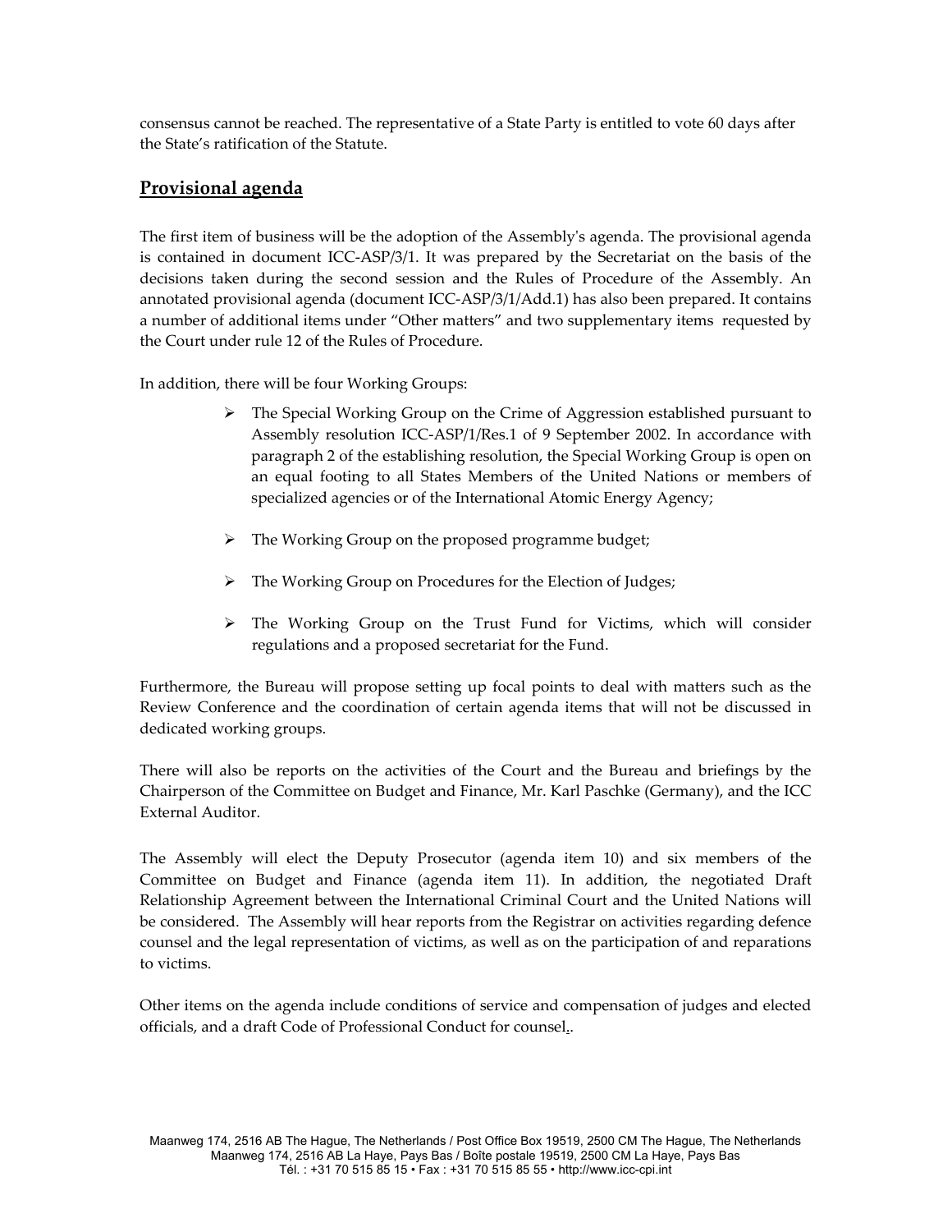consensus cannot be reached. The representative of a State Party is entitled to vote 60 days after the State's ratification of the Statute.

## Provisional agenda

The first item of business will be the adoption of the Assembly's agenda. The provisional agenda is contained in document ICC-ASP/3/1. It was prepared by the Secretariat on the basis of the decisions taken during the second session and the Rules of Procedure of the Assembly. An annotated provisional agenda (document ICC-ASP/3/1/Add.1) has also been prepared. It contains a number of additional items under "Other matters" and two supplementary items requested by the Court under rule 12 of the Rules of Procedure.

In addition, there will be four Working Groups:

- The Special Working Group on the Crime of Aggression established pursuant to Assembly resolution ICC-ASP/1/Res.1 of 9 September 2002. In accordance with paragraph 2 of the establishing resolution, the Special Working Group is open on an equal footing to all States Members of the United Nations or members of specialized agencies or of the International Atomic Energy Agency;

- The Working Group on the proposed programme budget;

- The Working Group on Procedures for the Election of Judges;

- The Working Group on the Trust Fund for Victims, which will consider regulations and a proposed secretariat for the Fund.

Furthermore, the Bureau will propose setting up focal points to deal with matters such as the Review Conference and the coordination of certain agenda items that will not be discussed in dedicated working groups.

There will also be reports on the activities of the Court and the Bureau and briefings by the Chairperson of the Committee on Budget and Finance, Mr. Karl Paschke (Germany), and the ICC External Auditor.

The Assembly will elect the Deputy Prosecutor (agenda item 10) and six members of the Committee on Budget and Finance (agenda item 11). In addition, the negotiated Draft Relationship Agreement between the International Criminal Court and the United Nations will be considered. The Assembly will hear reports from the Registrar on activities regarding defence counsel and the legal representation of victims, as well as on the participation of and reparations to victims.

Other items on the agenda include conditions of service and compensation of judges and elected officials, and a draft Code of Professional Conduct for counsel..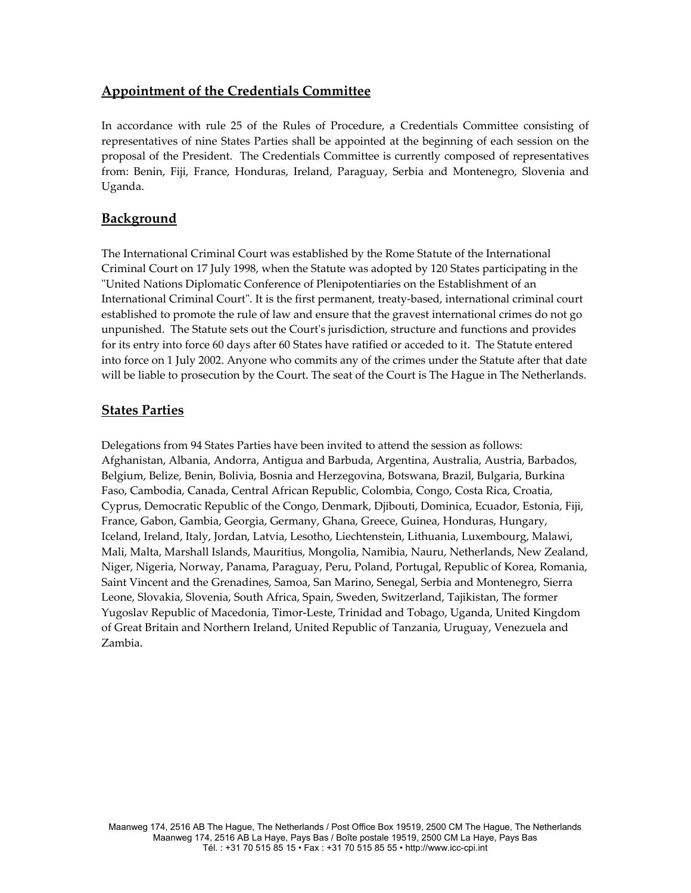## Appointment of the Credentials Committee

In accordance with rule 25 of the Rules of Procedure, a Credentials Committee consisting of representatives of nine States Parties shall be appointed at the beginning of each session on the proposal of the President. The Credentials Committee is currently composed of representatives from: Benin, Fiji, France, Honduras, Ireland, Paraguay, Serbia and Montenegro, Slovenia and Uganda.

## Background

The International Criminal Court was established by the Rome Statute of the International Criminal Court on 17 July 1998, when the Statute was adopted by 120 States participating in the "United Nations Diplomatic Conference of Plenipotentiaries on the Establishment of an International Criminal Court". It is the first permanent, treaty-based, international criminal court established to promote the rule of law and ensure that the gravest international crimes do not go unpunished. The Statute sets out the Court's jurisdiction, structure and functions and provides for its entry into force 60 days after 60 States have ratified or acceded to it. The Statute entered into force on 1 July 2002. Anyone who commits any of the crimes under the Statute after that date will be liable to prosecution by the Court. The seat of the Court is The Hague in The Netherlands.

## States Parties

Delegations from 94 States Parties have been invited to attend the session as follows: Afghanistan, Albania, Andorra, Antigua and Barbuda, Argentina, Australia, Austria, Barbados, Belgium, Belize, Benin, Bolivia, Bosnia and Herzegovina, Botswana, Brazil, Bulgaria, Burkina Faso, Cambodia, Canada, Central African Republic, Colombia, Congo, Costa Rica, Croatia, Cyprus, Democratic Republic of the Congo, Denmark, Djibouti, Dominica, Ecuador, Estonia, Fiji, France, Gabon, Gambia, Georgia, Germany, Ghana, Greece, Guinea, Honduras, Hungary, Iceland, Ireland, Italy, Jordan, Latvia, Lesotho, Liechtenstein, Lithuania, Luxembourg, Malawi, Mali, Malta, Marshall Islands, Mauritius, Mongolia, Namibia, Nauru, Netherlands, New Zealand, Niger, Nigeria, Norway, Panama, Paraguay, Peru, Poland, Portugal, Republic of Korea, Romania, Saint Vincent and the Grenadines, Samoa, San Marino, Senegal, Serbia and Montenegro, Sierra Leone, Slovakia, Slovenia, South Africa, Spain, Sweden, Switzerland, Tajikistan, The former Yugoslav Republic of Macedonia, Timor-Leste, Trinidad and Tobago, Uganda, United Kingdom of Great Britain and Northern Ireland, United Republic of Tanzania, Uruguay, Venezuela and Zambia.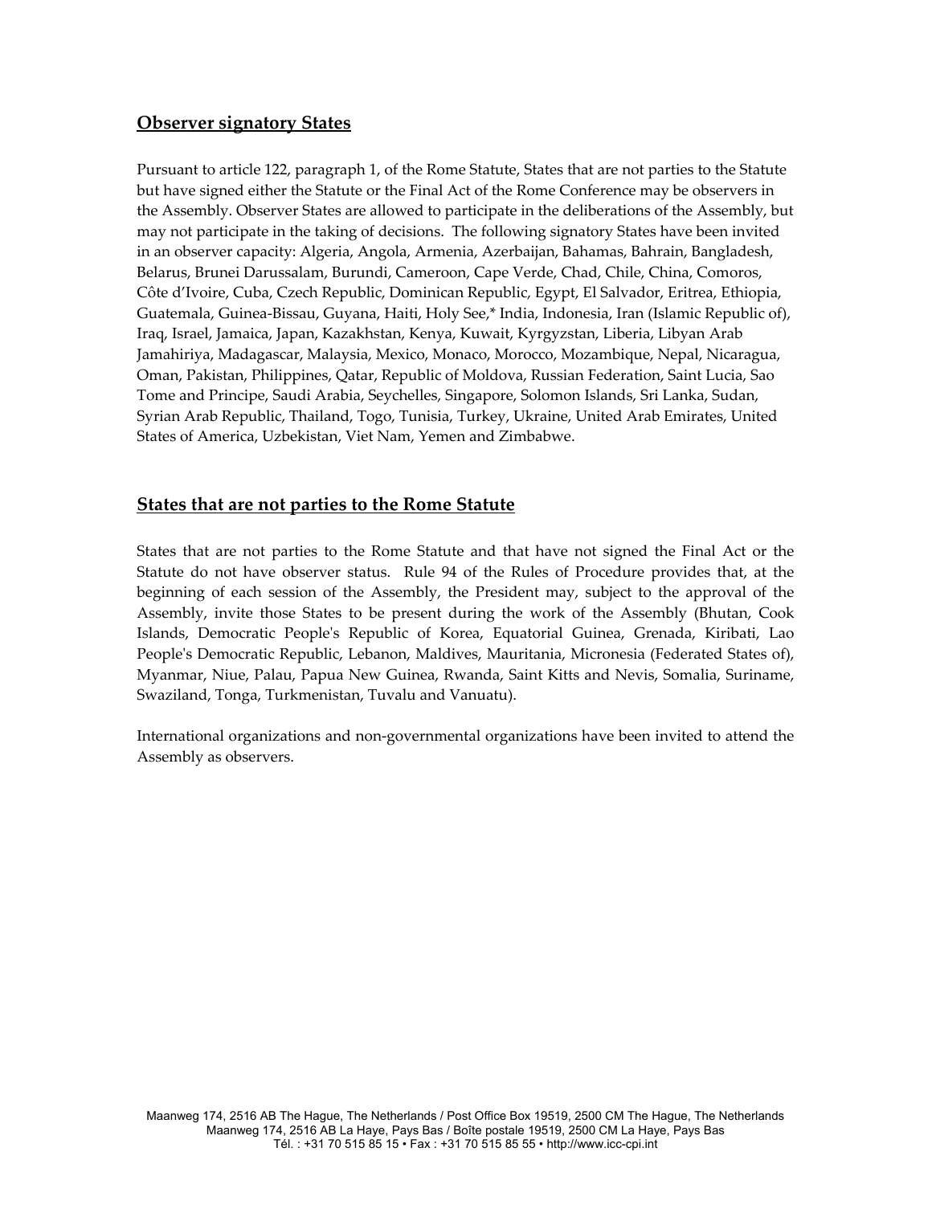## Observer signatory States

Pursuant to article 122, paragraph 1, of the Rome Statute, States that are not parties to the Statute but have signed either the Statute or the Final Act of the Rome Conference may be observers in the Assembly. Observer States are allowed to participate in the deliberations of the Assembly, but may not participate in the taking of decisions. The following signatory States have been invited in an observer capacity: Algeria, Angola, Armenia, Azerbaijan, Bahamas, Bahrain, Bangladesh, Belarus, Brunei Darussalam, Burundi, Cameroon, Cape Verde, Chad, Chile, China, Comoros, Côte d'Ivoire, Cuba, Czech Republic, Dominican Republic, Egypt, El Salvador, Eritrea, Ethiopia, Guatemala, Guinea-Bissau, Guyana, Haiti, Holy See,* India, Indonesia, Iran (Islamic Republic of), Iraq, Israel, Jamaica, Japan, Kazakhstan, Kenya, Kuwait, Kyrgyzstan, Liberia, Libyan Arab Jamahiriya, Madagascar, Malaysia, Mexico, Monaco, Morocco, Mozambique, Nepal, Nicaragua, Oman, Pakistan, Philippines, Qatar, Republic of Moldova, Russian Federation, Saint Lucia, Sao Tome and Principe, Saudi Arabia, Seychelles, Singapore, Solomon Islands, Sri Lanka, Sudan, Syrian Arab Republic, Thailand, Togo, Tunisia, Turkey, Ukraine, United Arab Emirates, United States of America, Uzbekistan, Viet Nam, Yemen and Zimbabwe.

## States that are not parties to the Rome Statute

States that are not parties to the Rome Statute and that have not signed the Final Act or the Statute do not have observer status. Rule 94 of the Rules of Procedure provides that, at the beginning of each session of the Assembly, the President may, subject to the approval of the Assembly, invite those States to be present during the work of the Assembly (Bhutan, Cook Islands, Democratic People's Republic of Korea, Equatorial Guinea, Grenada, Kiribati, Lao People's Democratic Republic, Lebanon, Maldives, Mauritania, Micronesia (Federated States of), Myanmar, Niue, Palau, Papua New Guinea, Rwanda, Saint Kitts and Nevis, Somalia, Suriname, Swaziland, Tonga, Turkmenistan, Tuvalu and Vanuatu).

International organizations and non-governmental organizations have been invited to attend the Assembly as observers.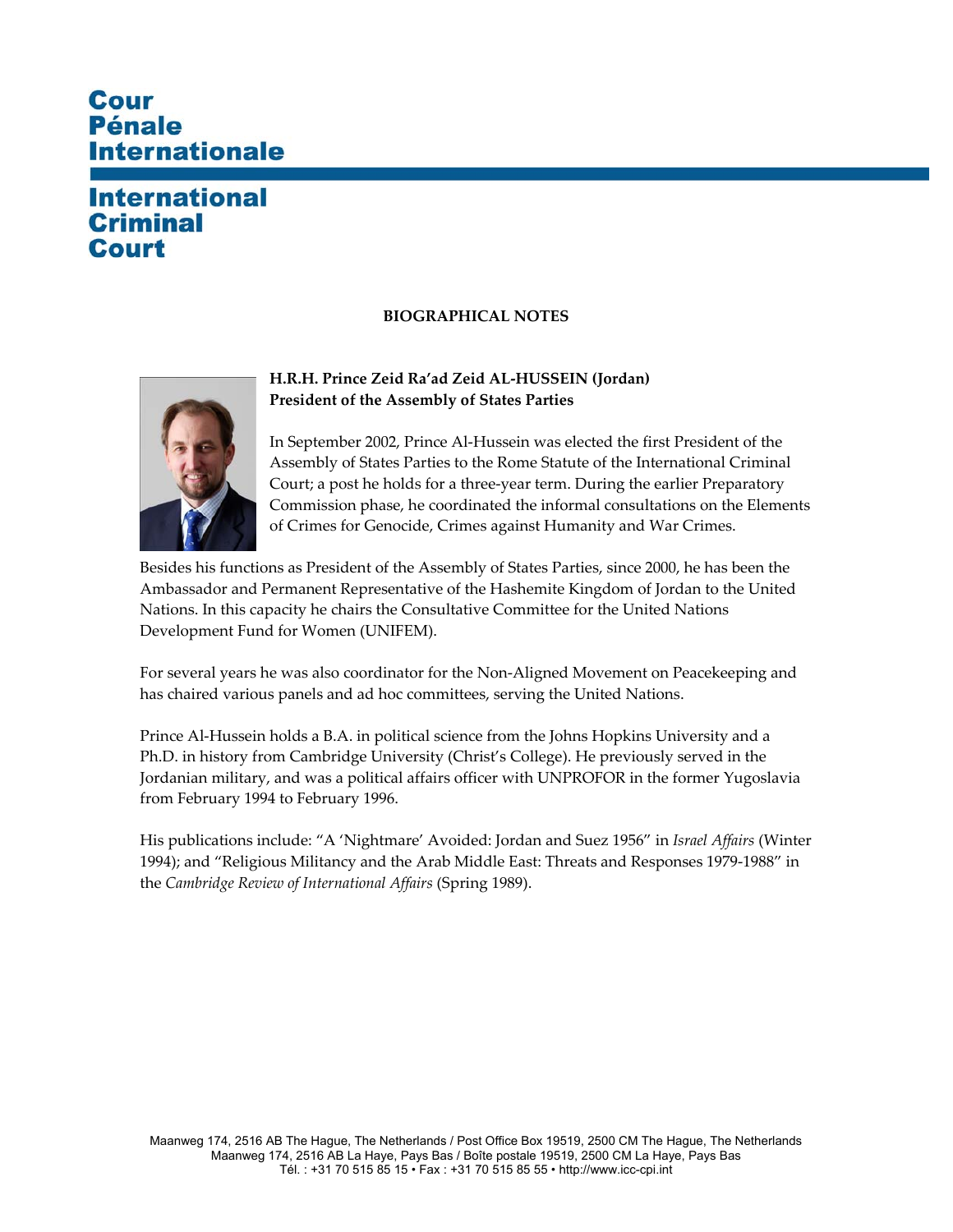**Cour Pénale Internationale**

**International Criminal Court**

## BIOGRAPHICAL NOTES

**H.R.H. Prince Zeid Ra'ad Zeid AL-HUSSEIN (Jordan)**
**President of the Assembly of States Parties**

In September 2002, Prince Al-Hussein was elected the first President of the Assembly of States Parties to the Rome Statute of the International Criminal Court; a post he holds for a three-year term. During the earlier Preparatory Commission phase, he coordinated the informal consultations on the Elements of Crimes for Genocide, Crimes against Humanity and War Crimes.

Besides his functions as President of the Assembly of States Parties, since 2000, he has been the Ambassador and Permanent Representative of the Hashemite Kingdom of Jordan to the United Nations. In this capacity he chairs the Consultative Committee for the United Nations Development Fund for Women (UNIFEM).

For several years he was also coordinator for the Non-Aligned Movement on Peacekeeping and has chaired various panels and ad hoc committees, serving the United Nations.

Prince Al-Hussein holds a B.A. in political science from the Johns Hopkins University and a Ph.D. in history from Cambridge University (Christ's College). He previously served in the Jordanian military, and was a political affairs officer with UNPROFOR in the former Yugoslavia from February 1994 to February 1996.

His publications include: "A 'Nightmare' Avoided: Jordan and Suez 1956" in *Israel Affairs* (Winter 1994); and "Religious Militancy and the Arab Middle East: Threats and Responses 1979-1988" in the *Cambridge Review of International Affairs* (Spring 1989).

Maanweg 174, 2516 AB The Hague, The Netherlands / Post Office Box 19519, 2500 CM The Hague, The Netherlands
Maanweg 174, 2516 AB La Haye, Pays Bas / Boîte postale 19519, 2500 CM La Haye, Pays Bas
Tél. : +31 70 515 85 15 • Fax : +31 70 515 85 55 • http://www.icc-cpi.int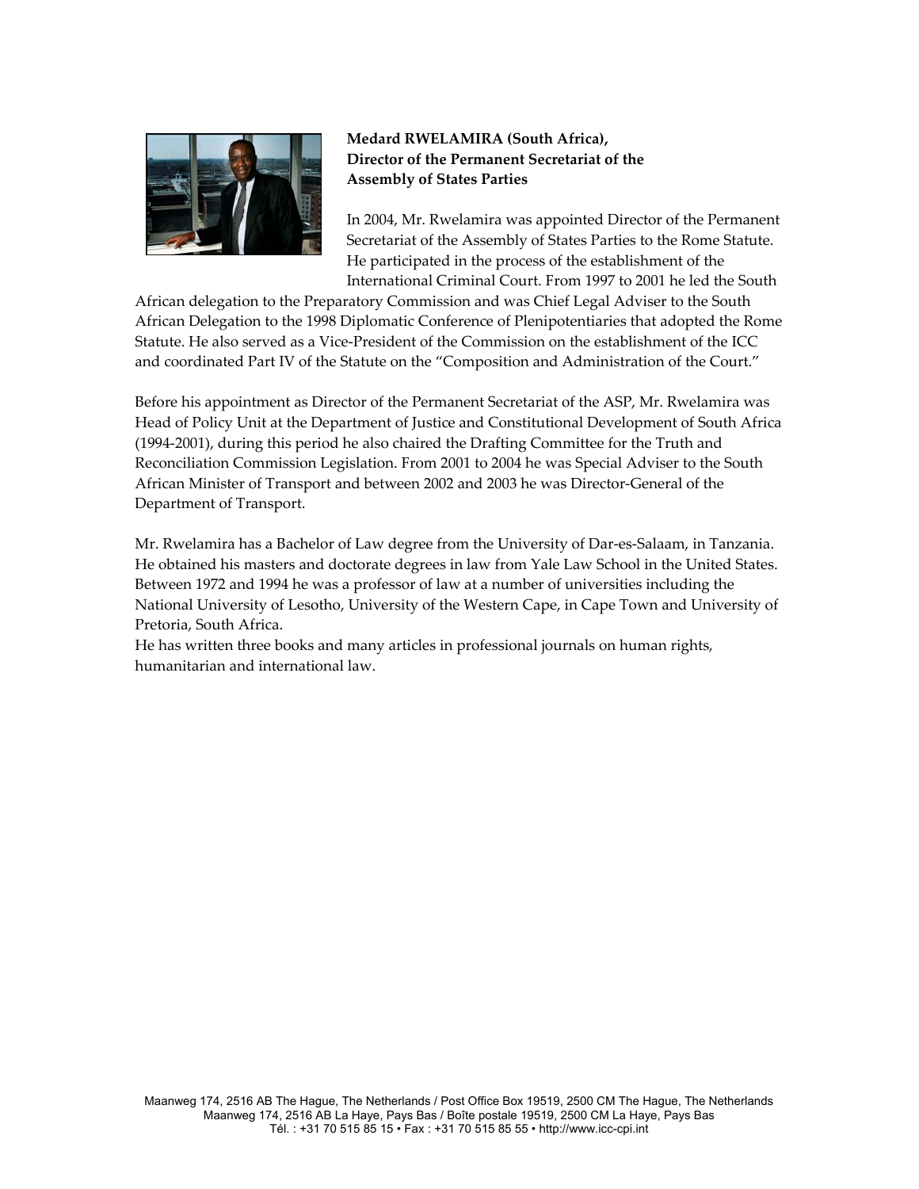**Medard RWELAMIRA (South Africa), Director of the Permanent Secretariat of the Assembly of States Parties**

In 2004, Mr. Rwelamira was appointed Director of the Permanent Secretariat of the Assembly of States Parties to the Rome Statute. He participated in the process of the establishment of the International Criminal Court. From 1997 to 2001 he led the South African delegation to the Preparatory Commission and was Chief Legal Adviser to the South African Delegation to the 1998 Diplomatic Conference of Plenipotentiaries that adopted the Rome Statute. He also served as a Vice-President of the Commission on the establishment of the ICC and coordinated Part IV of the Statute on the "Composition and Administration of the Court."

Before his appointment as Director of the Permanent Secretariat of the ASP, Mr. Rwelamira was Head of Policy Unit at the Department of Justice and Constitutional Development of South Africa (1994-2001), during this period he also chaired the Drafting Committee for the Truth and Reconciliation Commission Legislation. From 2001 to 2004 he was Special Adviser to the South African Minister of Transport and between 2002 and 2003 he was Director-General of the Department of Transport.

Mr. Rwelamira has a Bachelor of Law degree from the University of Dar-es-Salaam, in Tanzania. He obtained his masters and doctorate degrees in law from Yale Law School in the United States. Between 1972 and 1994 he was a professor of law at a number of universities including the National University of Lesotho, University of the Western Cape, in Cape Town and University of Pretoria, South Africa.

He has written three books and many articles in professional journals on human rights, humanitarian and international law.